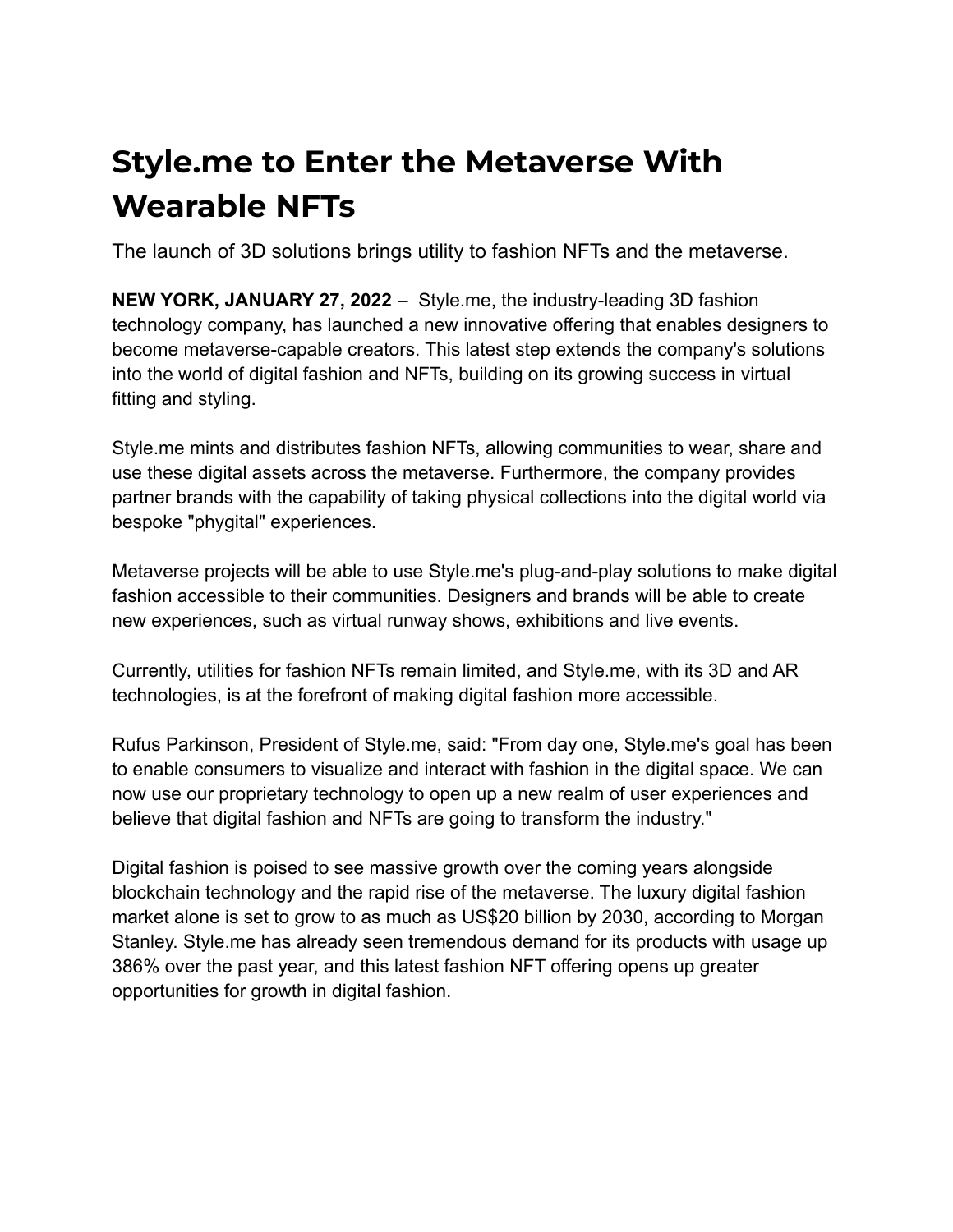# Style.me to Enter the Metaverse With Wearable NFTs

The launch of 3D solutions brings utility to fashion NFTs and the metaverse.

**NEW YORK, JANUARY 27, 2022** – Style.me, the industry-leading 3D fashion technology company, has launched a new innovative offering that enables designers to become metaverse-capable creators. This latest step extends the company's solutions into the world of digital fashion and NFTs, building on its growing success in virtual fitting and styling.

Style.me mints and distributes fashion NFTs, allowing communities to wear, share and use these digital assets across the metaverse. Furthermore, the company provides partner brands with the capability of taking physical collections into the digital world via bespoke "phygital" experiences.

Metaverse projects will be able to use Style.me's plug-and-play solutions to make digital fashion accessible to their communities. Designers and brands will be able to create new experiences, such as virtual runway shows, exhibitions and live events.

Currently, utilities for fashion NFTs remain limited, and Style.me, with its 3D and AR technologies, is at the forefront of making digital fashion more accessible.

Rufus Parkinson, President of Style.me, said: "From day one, Style.me's goal has been to enable consumers to visualize and interact with fashion in the digital space. We can now use our proprietary technology to open up a new realm of user experiences and believe that digital fashion and NFTs are going to transform the industry."

Digital fashion is poised to see massive growth over the coming years alongside blockchain technology and the rapid rise of the metaverse. The luxury digital fashion market alone is set to grow to as much as US$20 billion by 2030, according to Morgan Stanley. Style.me has already seen tremendous demand for its products with usage up 386% over the past year, and this latest fashion NFT offering opens up greater opportunities for growth in digital fashion.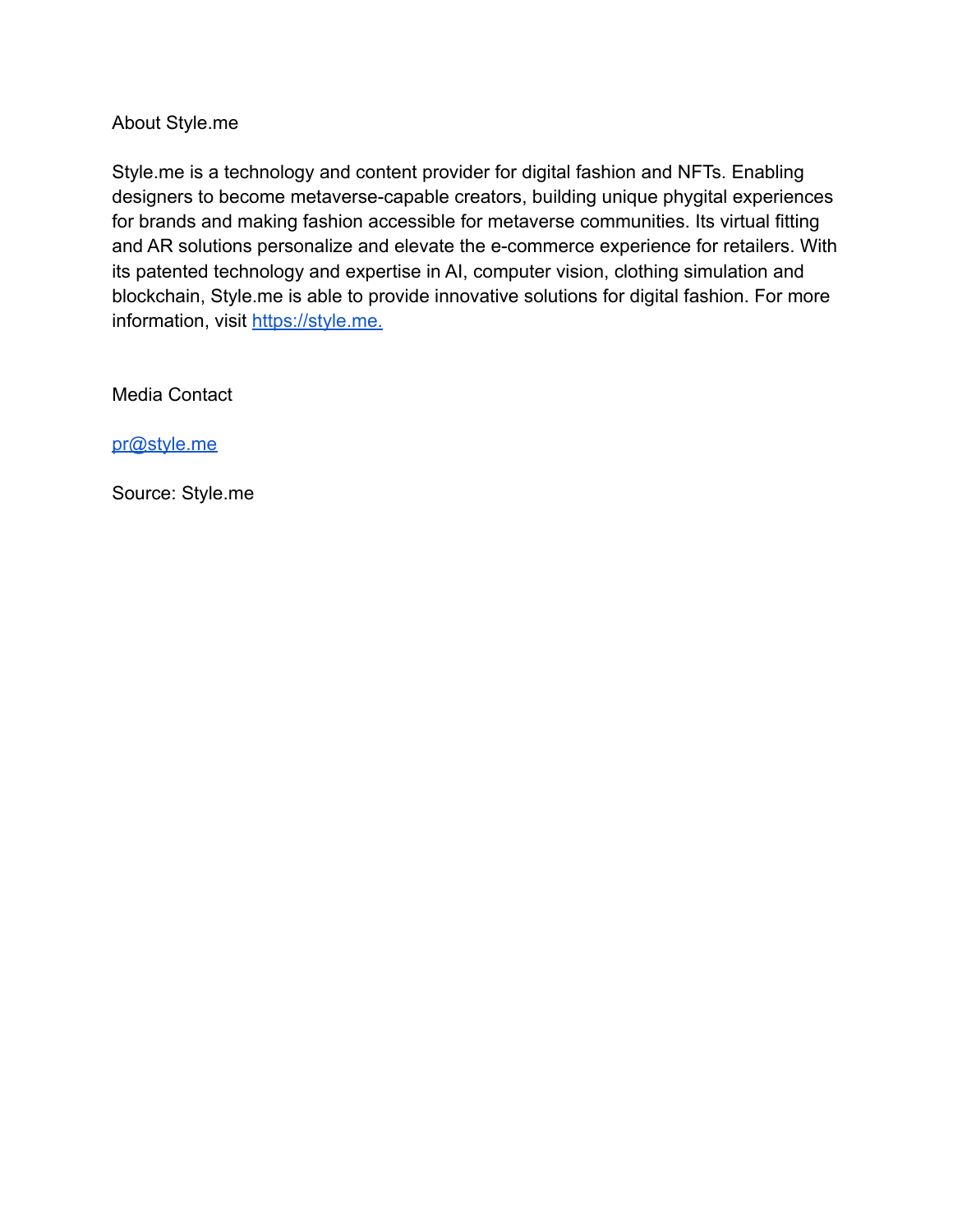## About Style.me

Style.me is a technology and content provider for digital fashion and NFTs. Enabling designers to become metaverse-capable creators, building unique phygital experiences for brands and making fashion accessible for metaverse communities. Its virtual fitting and AR solutions personalize and elevate the e-commerce experience for retailers. With its patented technology and expertise in AI, computer vision, clothing simulation and blockchain, Style.me is able to provide innovative solutions for digital fashion. For more information, visit [https://style.me.](https://style.me)

## Media Contact

[pr@style.me](mailto:pr@style.me)

Source: Style.me